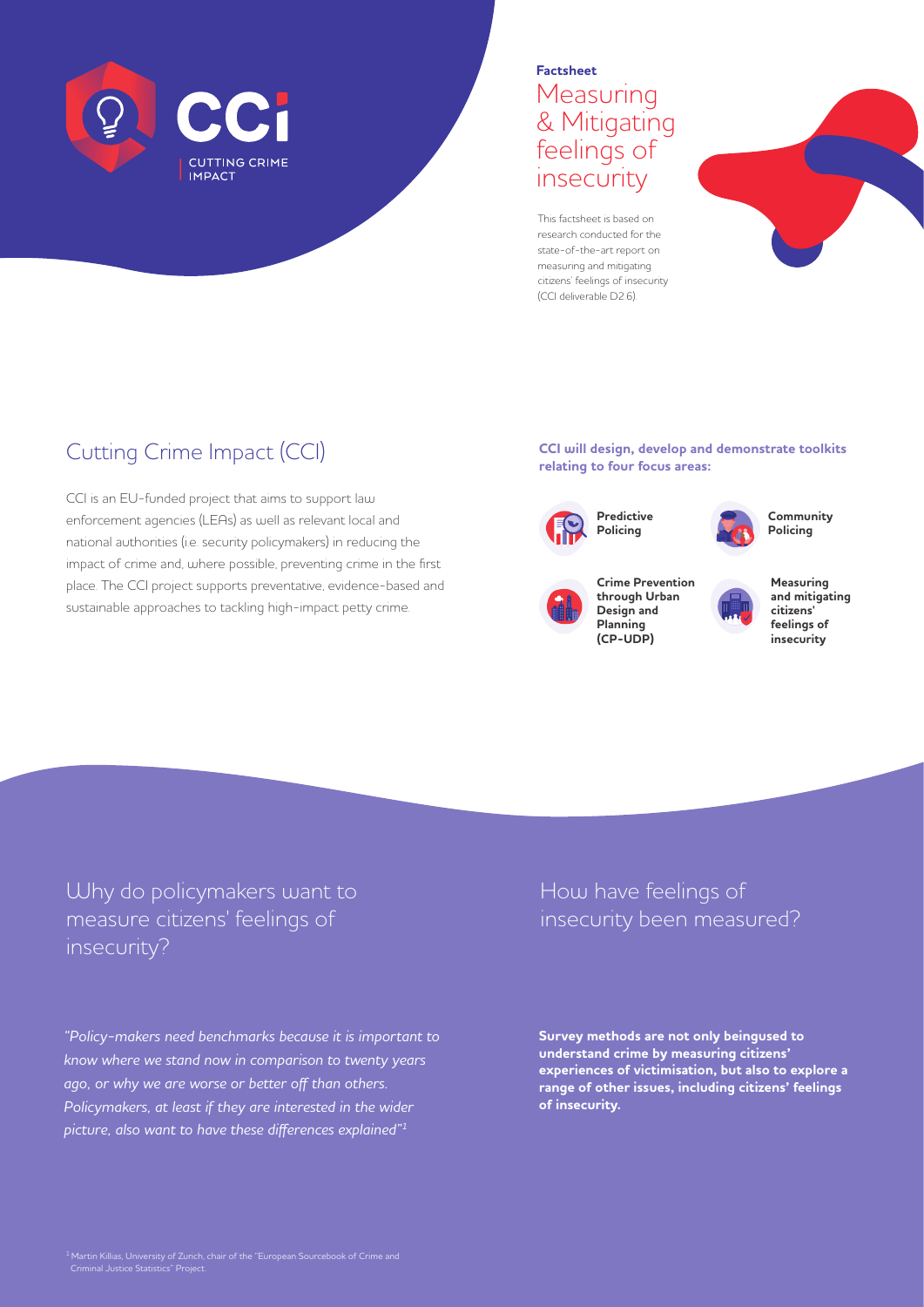CCI
CUTTING CRIME IMPACT

**Factsheet**

# Measuring & Mitigating feelings of insecurity

This factsheet is based on research conducted for the state-of-the-art report on measuring and mitigating citizens' feelings of insecurity (CCI deliverable D2.6).

## Cutting Crime Impact (CCI)

CCI is an EU-funded project that aims to support law enforcement agencies (LEAs) as well as relevant local and national authorities (i.e. security policymakers) in reducing the impact of crime and, where possible, preventing crime in the first place. The CCI project supports preventative, evidence-based and sustainable approaches to tackling high-impact petty crime.

**CCI will design, develop and demonstrate toolkits relating to four focus areas:**

- **Predictive Policing**
- **Community Policing**
- **Crime Prevention through Urban Design and Planning (CP-UDP)**
- **Measuring and mitigating citizens' feelings of insecurity**

## Why do policymakers want to measure citizens' feelings of insecurity?

*"Policy-makers need benchmarks because it is important to know where we stand now in comparison to twenty years ago, or why we are worse or better off than others. Policymakers, at least if they are interested in the wider picture, also want to have these differences explained"*[1]

## How have feelings of insecurity been measured?

**Survey methods are not only beingused to understand crime by measuring citizens' experiences of victimisation, but also to explore a range of other issues, including citizens' feelings of insecurity.**

[1] Martin Killias, University of Zurich, chair of the "European Sourcebook of Crime and Criminal Justice Statistics" Project.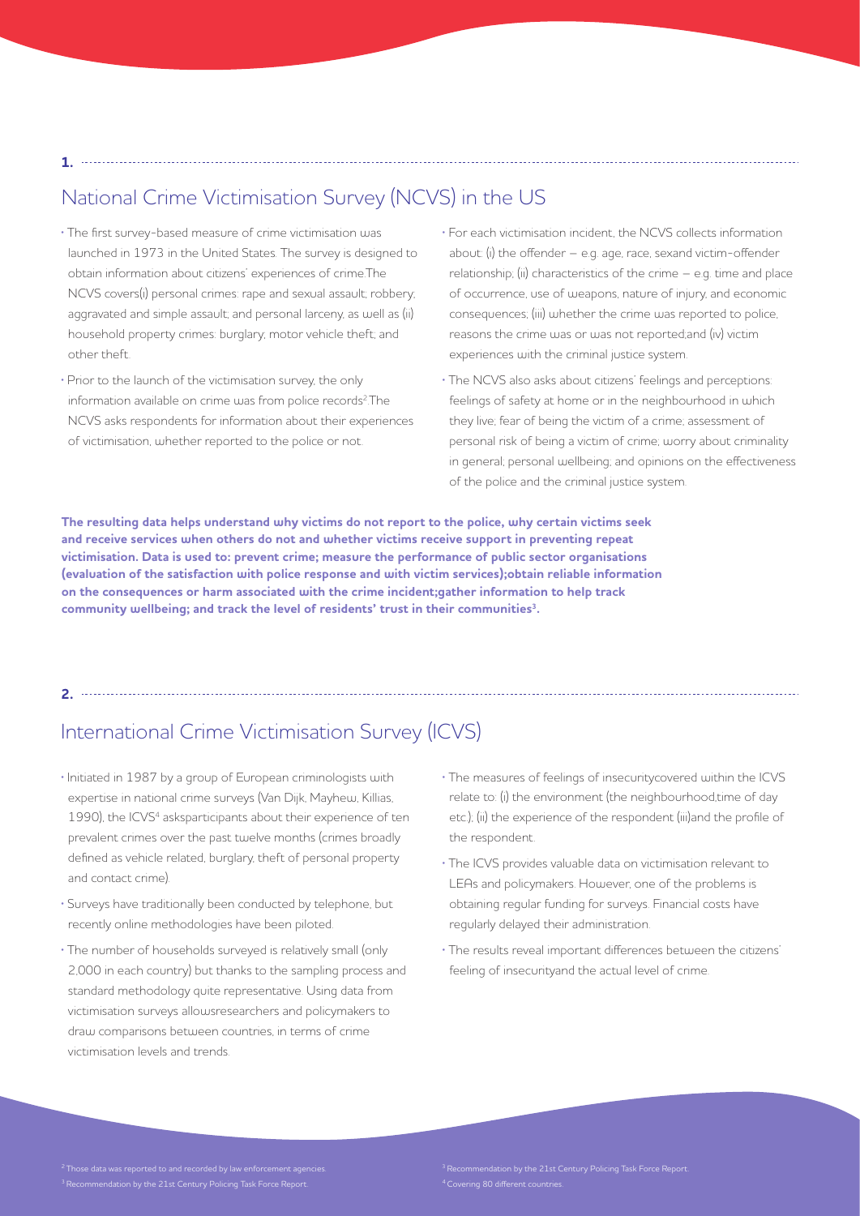## 1.

## National Crime Victimisation Survey (NCVS) in the US

- The first survey-based measure of crime victimisation was launched in 1973 in the United States. The survey is designed to obtain information about citizens' experiences of crime.The NCVS covers(i) personal crimes: rape and sexual assault; robbery; aggravated and simple assault; and personal larceny, as well as (ii) household property crimes: burglary; motor vehicle theft; and other theft.
- Prior to the launch of the victimisation survey, the only information available on crime was from police records[2].The NCVS asks respondents for information about their experiences of victimisation, whether reported to the police or not.
- For each victimisation incident, the NCVS collects information about: (i) the offender – e.g. age, race, sexand victim-offender relationship; (ii) characteristics of the crime – e.g. time and place of occurrence, use of weapons, nature of injury, and economic consequences; (iii) whether the crime was reported to police, reasons the crime was or was not reported;and (iv) victim experiences with the criminal justice system.
- The NCVS also asks about citizens' feelings and perceptions: feelings of safety at home or in the neighbourhood in which they live; fear of being the victim of a crime; assessment of personal risk of being a victim of crime; worry about criminality in general; personal wellbeing; and opinions on the effectiveness of the police and the criminal justice system.

**The resulting data helps understand why victims do not report to the police, why certain victims seek and receive services when others do not and whether victims receive support in preventing repeat victimisation. Data is used to: prevent crime; measure the performance of public sector organisations (evaluation of the satisfaction with police response and with victim services);obtain reliable information on the consequences or harm associated with the crime incident;gather information to help track community wellbeing; and track the level of residents' trust in their communities[3].**

## 2.

## International Crime Victimisation Survey (ICVS)

- Initiated in 1987 by a group of European criminologists with expertise in national crime surveys (Van Dijk, Mayhew, Killias, 1990), the ICVS[4] asksparticipants about their experience of ten prevalent crimes over the past twelve months (crimes broadly defined as vehicle related, burglary, theft of personal property and contact crime).
- Surveys have traditionally been conducted by telephone, but recently online methodologies have been piloted.
- The number of households surveyed is relatively small (only 2,000 in each country) but thanks to the sampling process and standard methodology quite representative. Using data from victimisation surveys allowsresearchers and policymakers to draw comparisons between countries, in terms of crime victimisation levels and trends.
- The measures of feelings of insecuritycovered within the ICVS relate to: (i) the environment (the neighbourhood,time of day etc.); (ii) the experience of the respondent (iii)and the profile of the respondent.
- The ICVS provides valuable data on victimisation relevant to LEAs and policymakers. However, one of the problems is obtaining regular funding for surveys. Financial costs have regularly delayed their administration.
- The results reveal important differences between the citizens' feeling of insecurityand the actual level of crime.

[2] Those data was reported to and recorded by law enforcement agencies.

[3] Recommendation by the 21st Century Policing Task Force Report.

[3] Recommendation by the 21st Century Policing Task Force Report.

[4] Covering 80 different countries.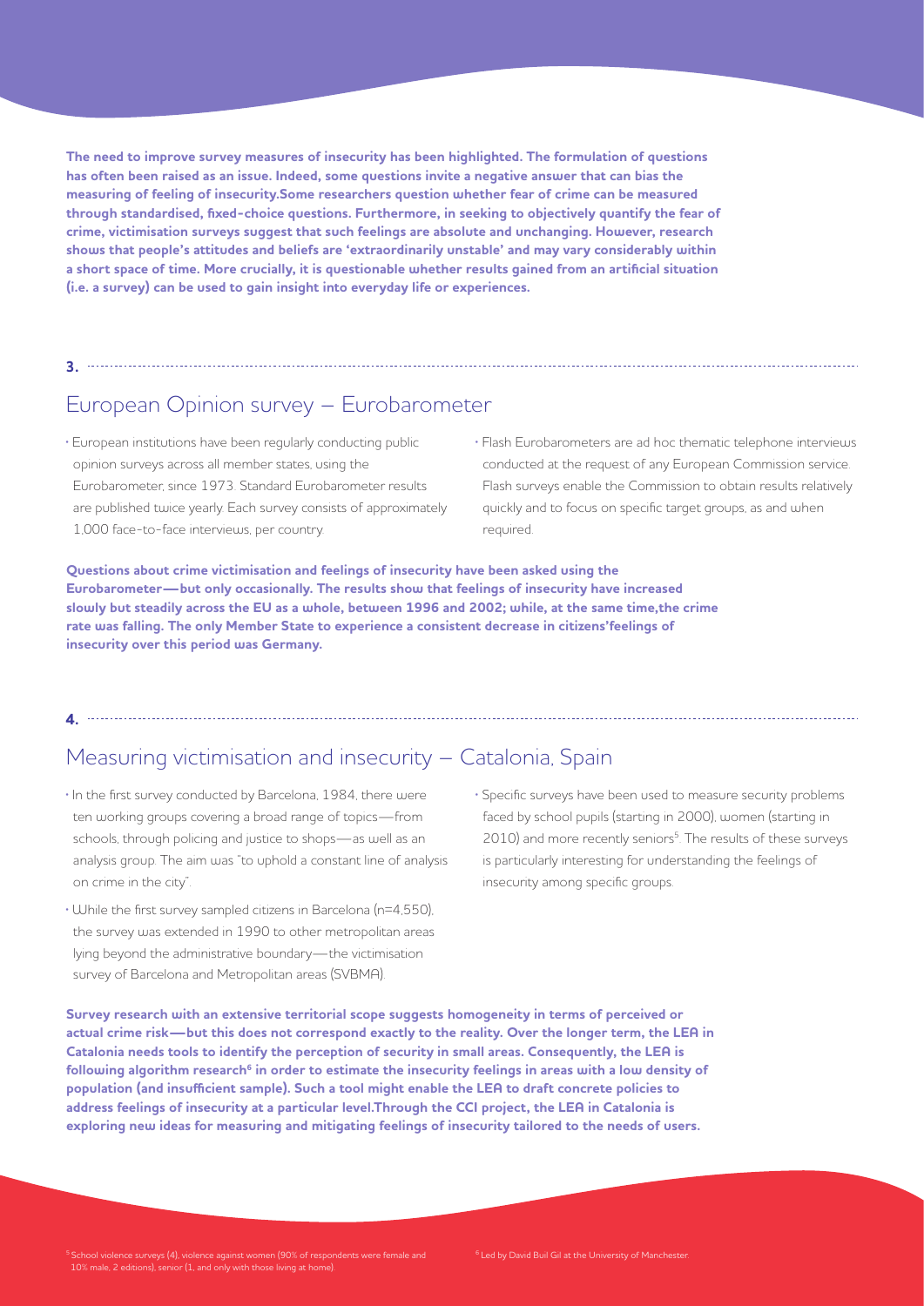**The need to improve survey measures of insecurity has been highlighted. The formulation of questions has often been raised as an issue. Indeed, some questions invite a negative answer that can bias the measuring of feeling of insecurity.Some researchers question whether fear of crime can be measured through standardised, fixed-choice questions. Furthermore, in seeking to objectively quantify the fear of crime, victimisation surveys suggest that such feelings are absolute and unchanging. However, research shows that people's attitudes and beliefs are 'extraordinarily unstable' and may vary considerably within a short space of time. More crucially, it is questionable whether results gained from an artificial situation (i.e. a survey) can be used to gain insight into everyday life or experiences.**

**3.**

## European Opinion survey – Eurobarometer

- European institutions have been regularly conducting public opinion surveys across all member states, using the Eurobarometer, since 1973. Standard Eurobarometer results are published twice yearly. Each survey consists of approximately 1,000 face-to-face interviews, per country.
- Flash Eurobarometers are ad hoc thematic telephone interviews conducted at the request of any European Commission service. Flash surveys enable the Commission to obtain results relatively quickly and to focus on specific target groups, as and when required.

**Questions about crime victimisation and feelings of insecurity have been asked using the Eurobarometer—but only occasionally. The results show that feelings of insecurity have increased slowly but steadily across the EU as a whole, between 1996 and 2002; while, at the same time,the crime rate was falling. The only Member State to experience a consistent decrease in citizens'feelings of insecurity over this period was Germany.**

**4.**

## Measuring victimisation and insecurity – Catalonia, Spain

- In the first survey conducted by Barcelona, 1984, there were ten working groups covering a broad range of topics—from schools, through policing and justice to shops—as well as an analysis group. The aim was "to uphold a constant line of analysis on crime in the city".
- While the first survey sampled citizens in Barcelona (n=4,550), the survey was extended in 1990 to other metropolitan areas lying beyond the administrative boundary—the victimisation survey of Barcelona and Metropolitan areas (SVBMA).
- Specific surveys have been used to measure security problems faced by school pupils (starting in 2000), women (starting in 2010) and more recently seniors[5]. The results of these surveys is particularly interesting for understanding the feelings of insecurity among specific groups.

**Survey research with an extensive territorial scope suggests homogeneity in terms of perceived or actual crime risk—but this does not correspond exactly to the reality. Over the longer term, the LEA in Catalonia needs tools to identify the perception of security in small areas. Consequently, the LEA is following algorithm research[6] in order to estimate the insecurity feelings in areas with a low density of population (and insufficient sample). Such a tool might enable the LEA to draft concrete policies to address feelings of insecurity at a particular level.Through the CCI project, the LEA in Catalonia is exploring new ideas for measuring and mitigating feelings of insecurity tailored to the needs of users.**

[5] School violence surveys (4), violence against women (90% of respondents were female and 10% male, 2 editions), senior (1, and only with those living at home).

[6] Led by David Buil Gil at the University of Manchester.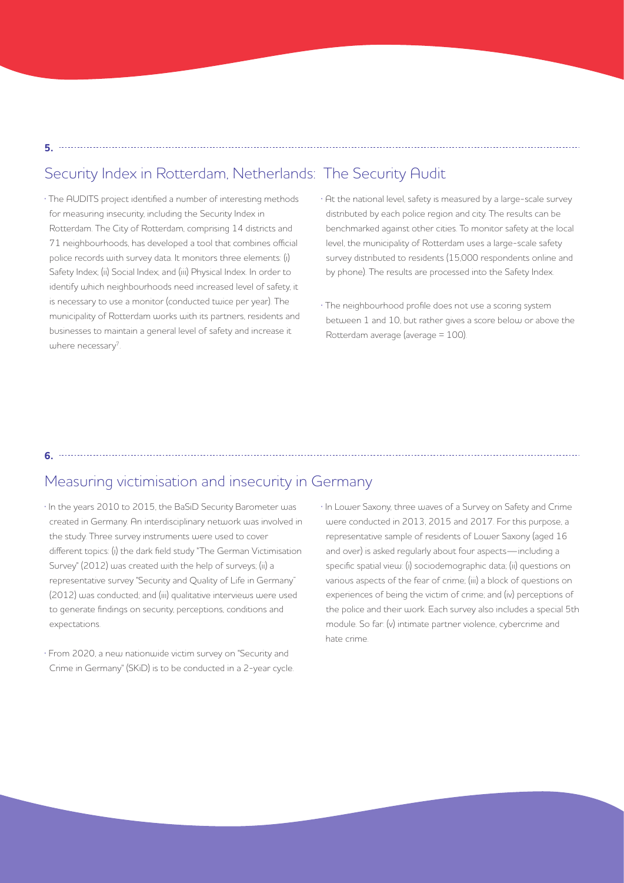## 5. Security Index in Rotterdam, Netherlands: The Security Audit

- The AUDITS project identified a number of interesting methods for measuring insecurity, including the Security Index in Rotterdam. The City of Rotterdam, comprising 14 districts and 71 neighbourhoods, has developed a tool that combines official police records with survey data. It monitors three elements: (i) Safety Index; (ii) Social Index; and (iii) Physical Index. In order to identify which neighbourhoods need increased level of safety, it is necessary to use a monitor (conducted twice per year). The municipality of Rotterdam works with its partners, residents and businesses to maintain a general level of safety and increase it where necessary[7].
- At the national level, safety is measured by a large-scale survey distributed by each police region and city. The results can be benchmarked against other cities. To monitor safety at the local level, the municipality of Rotterdam uses a large-scale safety survey distributed to residents (15,000 respondents online and by phone). The results are processed into the Safety Index.
- The neighbourhood profile does not use a scoring system between 1 and 10, but rather gives a score below or above the Rotterdam average (average = 100).

## 6. Measuring victimisation and insecurity in Germany

- In the years 2010 to 2015, the BaSiD Security Barometer was created in Germany. An interdisciplinary network was involved in the study. Three survey instruments were used to cover different topics: (i) the dark field study "The German Victimisation Survey" (2012) was created with the help of surveys; (ii) a representative survey "Security and Quality of Life in Germany" (2012) was conducted; and (iii) qualitative interviews were used to generate findings on security, perceptions, conditions and expectations.
- From 2020, a new nationwide victim survey on "Security and Crime in Germany" (SKiD) is to be conducted in a 2-year cycle.
- In Lower Saxony, three waves of a Survey on Safety and Crime were conducted in 2013, 2015 and 2017. For this purpose, a representative sample of residents of Lower Saxony (aged 16 and over) is asked regularly about four aspects—including a specific spatial view: (i) sociodemographic data; (ii) questions on various aspects of the fear of crime; (iii) a block of questions on experiences of being the victim of crime; and (iv) perceptions of the police and their work. Each survey also includes a special 5th module. So far: (v) intimate partner violence, cybercrime and hate crime.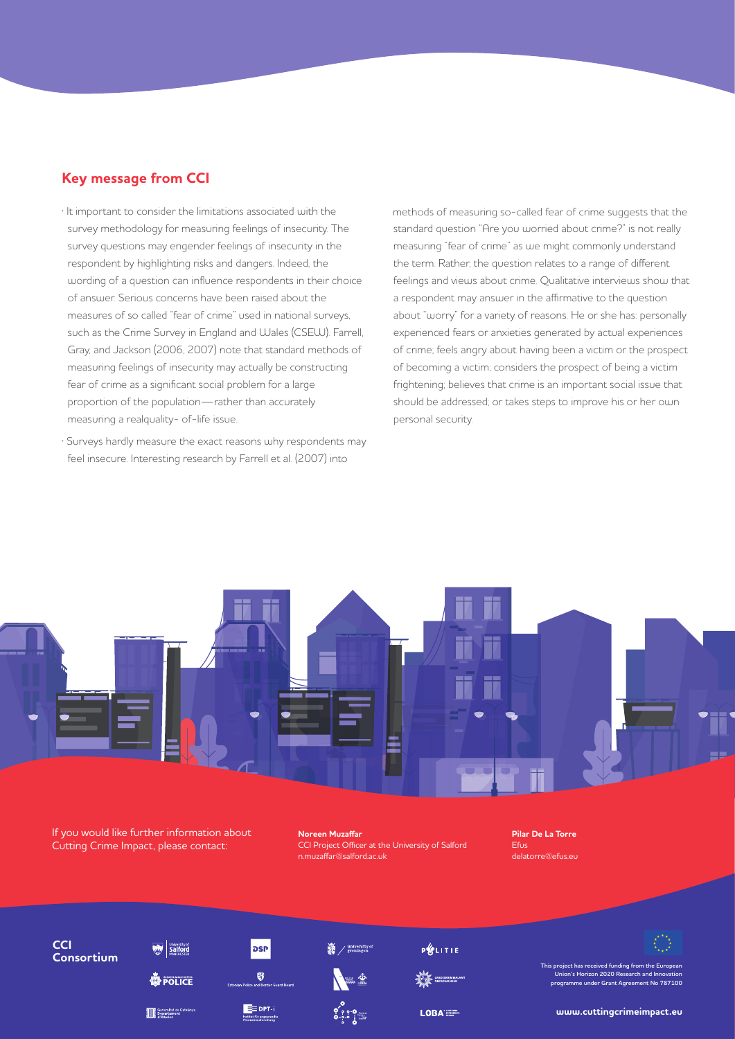## Key message from CCI

- It important to consider the limitations associated with the survey methodology for measuring feelings of insecurity. The survey questions may engender feelings of insecurity in the respondent by highlighting risks and dangers. Indeed, the wording of a question can influence respondents in their choice of answer. Serious concerns have been raised about the measures of so called "fear of crime" used in national surveys, such as the Crime Survey in England and Wales (CSEW). Farrell, Gray, and Jackson (2006, 2007) note that standard methods of measuring feelings of insecurity may actually be constructing fear of crime as a significant social problem for a large proportion of the population—rather than accurately measuring a realquality- of-life issue.
- Surveys hardly measure the exact reasons why respondents may feel insecure. Interesting research by Farrell et al. (2007) into methods of measuring so-called fear of crime suggests that the standard question "Are you worried about crime?" is not really measuring "fear of crime" as we might commonly understand the term. Rather, the question relates to a range of different feelings and views about crime. Qualitative interviews show that a respondent may answer in the affirmative to the question about "worry" for a variety of reasons. He or she has: personally experienced fears or anxieties generated by actual experiences of crime; feels angry about having been a victim or the prospect of becoming a victim; considers the prospect of being a victim frightening; believes that crime is an important social issue that should be addressed; or takes steps to improve his or her own personal security.

If you would like further information about Cutting Crime Impact, please contact:

**Noreen Muzaffar**
CCI Project Officer at the University of Salford
n.muzaffar@salford.ac.uk

**Pilar De La Torre**
Efus
delatorre@efus.eu

**CCI Consortium**

This project has received funding from the European Union's Horizon 2020 Research and Innovation programme under Grant Agreement No 787100

www.cuttingcrimeimpact.eu